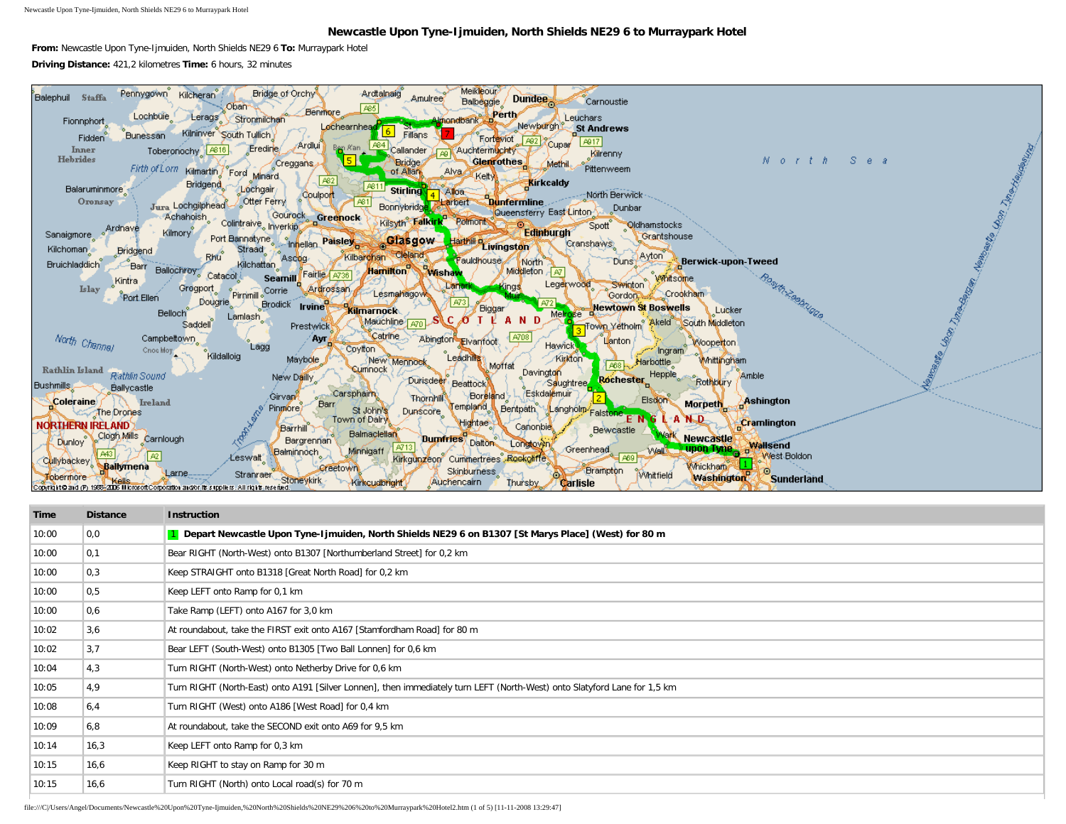# Newcastle Upon Tyne-Ijmuiden, North Shields NE29 6 to Murraypark Hotel

**From:** Newcastle Upon Tyne-Ijmuiden, North Shields NE29 6 **To:** Murraypark Hotel

**Driving Distance:** 421,2 kilometres **Time:** 6 hours, 32 minutes

| Time | Distance | Instruction |
|---|---|---|
| 10:00 | 0,0 | **1 Depart Newcastle Upon Tyne-Ijmuiden, North Shields NE29 6 on B1307 [St Marys Place] (West) for 80 m** |
| 10:00 | 0,1 | Bear RIGHT (North-West) onto B1307 [Northumberland Street] for 0,2 km |
| 10:00 | 0,3 | Keep STRAIGHT onto B1318 [Great North Road] for 0,2 km |
| 10:00 | 0,5 | Keep LEFT onto Ramp for 0,1 km |
| 10:00 | 0,6 | Take Ramp (LEFT) onto A167 for 3,0 km |
| 10:02 | 3,6 | At roundabout, take the FIRST exit onto A167 [Stamfordham Road] for 80 m |
| 10:02 | 3,7 | Bear LEFT (South-West) onto B1305 [Two Ball Lonnen] for 0,6 km |
| 10:04 | 4,3 | Turn RIGHT (North-West) onto Netherby Drive for 0,6 km |
| 10:05 | 4,9 | Turn RIGHT (North-East) onto A191 [Silver Lonnen], then immediately turn LEFT (North-West) onto Slatyford Lane for 1,5 km |
| 10:08 | 6,4 | Turn RIGHT (West) onto A186 [West Road] for 0,4 km |
| 10:09 | 6,8 | At roundabout, take the SECOND exit onto A69 for 9,5 km |
| 10:14 | 16,3 | Keep LEFT onto Ramp for 0,3 km |
| 10:15 | 16,6 | Keep RIGHT to stay on Ramp for 30 m |
| 10:15 | 16,6 | Turn RIGHT (North) onto Local road(s) for 70 m |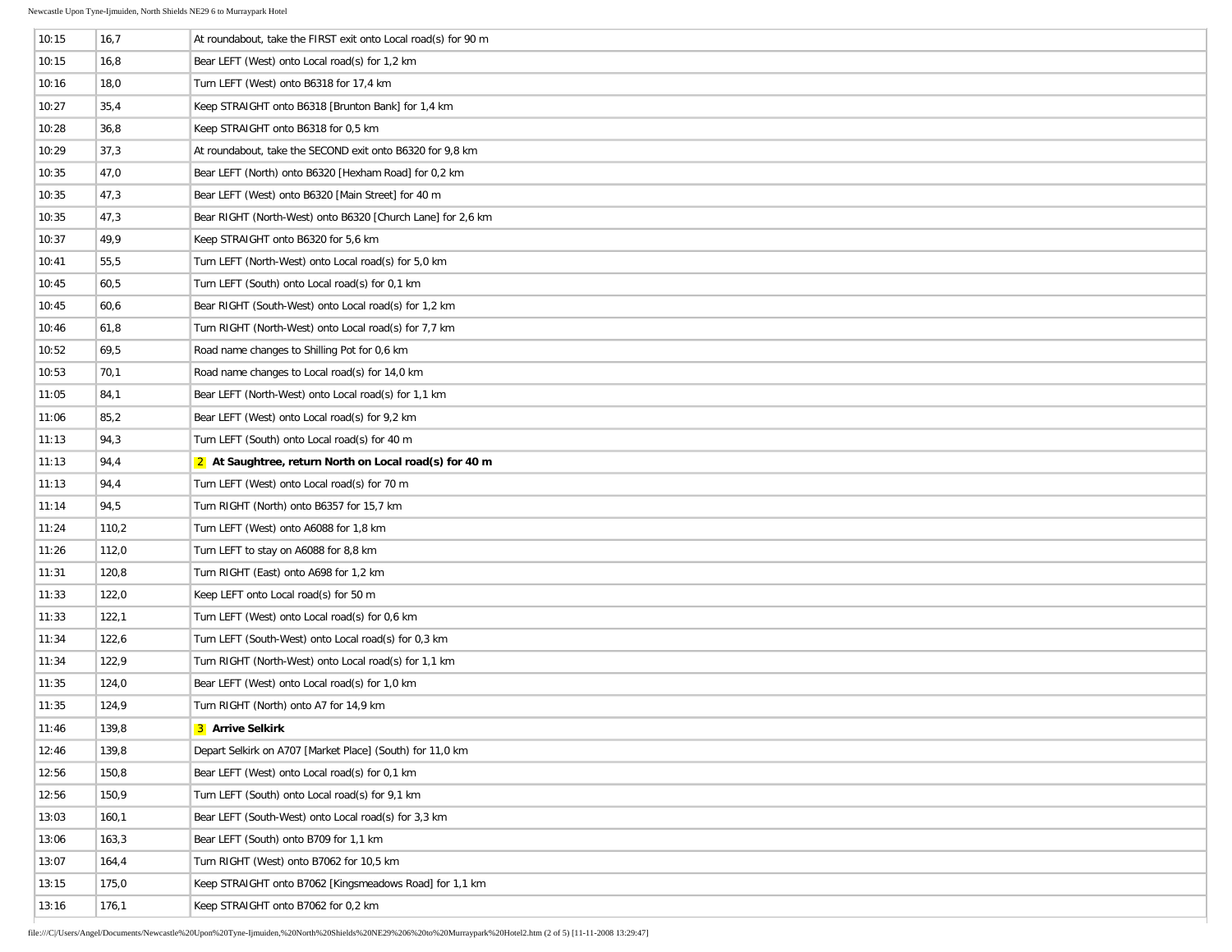| | | |
|---|---|---|
| 10:15 | 16,7 | At roundabout, take the FIRST exit onto Local road(s) for 90 m |
| 10:15 | 16,8 | Bear LEFT (West) onto Local road(s) for 1,2 km |
| 10:16 | 18,0 | Turn LEFT (West) onto B6318 for 17,4 km |
| 10:27 | 35,4 | Keep STRAIGHT onto B6318 [Brunton Bank] for 1,4 km |
| 10:28 | 36,8 | Keep STRAIGHT onto B6318 for 0,5 km |
| 10:29 | 37,3 | At roundabout, take the SECOND exit onto B6320 for 9,8 km |
| 10:35 | 47,0 | Bear LEFT (North) onto B6320 [Hexham Road] for 0,2 km |
| 10:35 | 47,3 | Bear LEFT (West) onto B6320 [Main Street] for 40 m |
| 10:35 | 47,3 | Bear RIGHT (North-West) onto B6320 [Church Lane] for 2,6 km |
| 10:37 | 49,9 | Keep STRAIGHT onto B6320 for 5,6 km |
| 10:41 | 55,5 | Turn LEFT (North-West) onto Local road(s) for 5,0 km |
| 10:45 | 60,5 | Turn LEFT (South) onto Local road(s) for 0,1 km |
| 10:45 | 60,6 | Bear RIGHT (South-West) onto Local road(s) for 1,2 km |
| 10:46 | 61,8 | Turn RIGHT (North-West) onto Local road(s) for 7,7 km |
| 10:52 | 69,5 | Road name changes to Shilling Pot for 0,6 km |
| 10:53 | 70,1 | Road name changes to Local road(s) for 14,0 km |
| 11:05 | 84,1 | Bear LEFT (North-West) onto Local road(s) for 1,1 km |
| 11:06 | 85,2 | Bear LEFT (West) onto Local road(s) for 9,2 km |
| 11:13 | 94,3 | Turn LEFT (South) onto Local road(s) for 40 m |
| 11:13 | 94,4 | 2 **At Saughtree, return North on Local road(s) for 40 m** |
| 11:13 | 94,4 | Turn LEFT (West) onto Local road(s) for 70 m |
| 11:14 | 94,5 | Turn RIGHT (North) onto B6357 for 15,7 km |
| 11:24 | 110,2 | Turn LEFT (West) onto A6088 for 1,8 km |
| 11:26 | 112,0 | Turn LEFT to stay on A6088 for 8,8 km |
| 11:31 | 120,8 | Turn RIGHT (East) onto A698 for 1,2 km |
| 11:33 | 122,0 | Keep LEFT onto Local road(s) for 50 m |
| 11:33 | 122,1 | Turn LEFT (West) onto Local road(s) for 0,6 km |
| 11:34 | 122,6 | Turn LEFT (South-West) onto Local road(s) for 0,3 km |
| 11:34 | 122,9 | Turn RIGHT (North-West) onto Local road(s) for 1,1 km |
| 11:35 | 124,0 | Bear LEFT (West) onto Local road(s) for 1,0 km |
| 11:35 | 124,9 | Turn RIGHT (North) onto A7 for 14,9 km |
| 11:46 | 139,8 | 3 **Arrive Selkirk** |
| 12:46 | 139,8 | Depart Selkirk on A707 [Market Place] (South) for 11,0 km |
| 12:56 | 150,8 | Bear LEFT (West) onto Local road(s) for 0,1 km |
| 12:56 | 150,9 | Turn LEFT (South) onto Local road(s) for 9,1 km |
| 13:03 | 160,1 | Bear LEFT (South-West) onto Local road(s) for 3,3 km |
| 13:06 | 163,3 | Bear LEFT (South) onto B709 for 1,1 km |
| 13:07 | 164,4 | Turn RIGHT (West) onto B7062 for 10,5 km |
| 13:15 | 175,0 | Keep STRAIGHT onto B7062 [Kingsmeadows Road] for 1,1 km |
| 13:16 | 176,1 | Keep STRAIGHT onto B7062 for 0,2 km |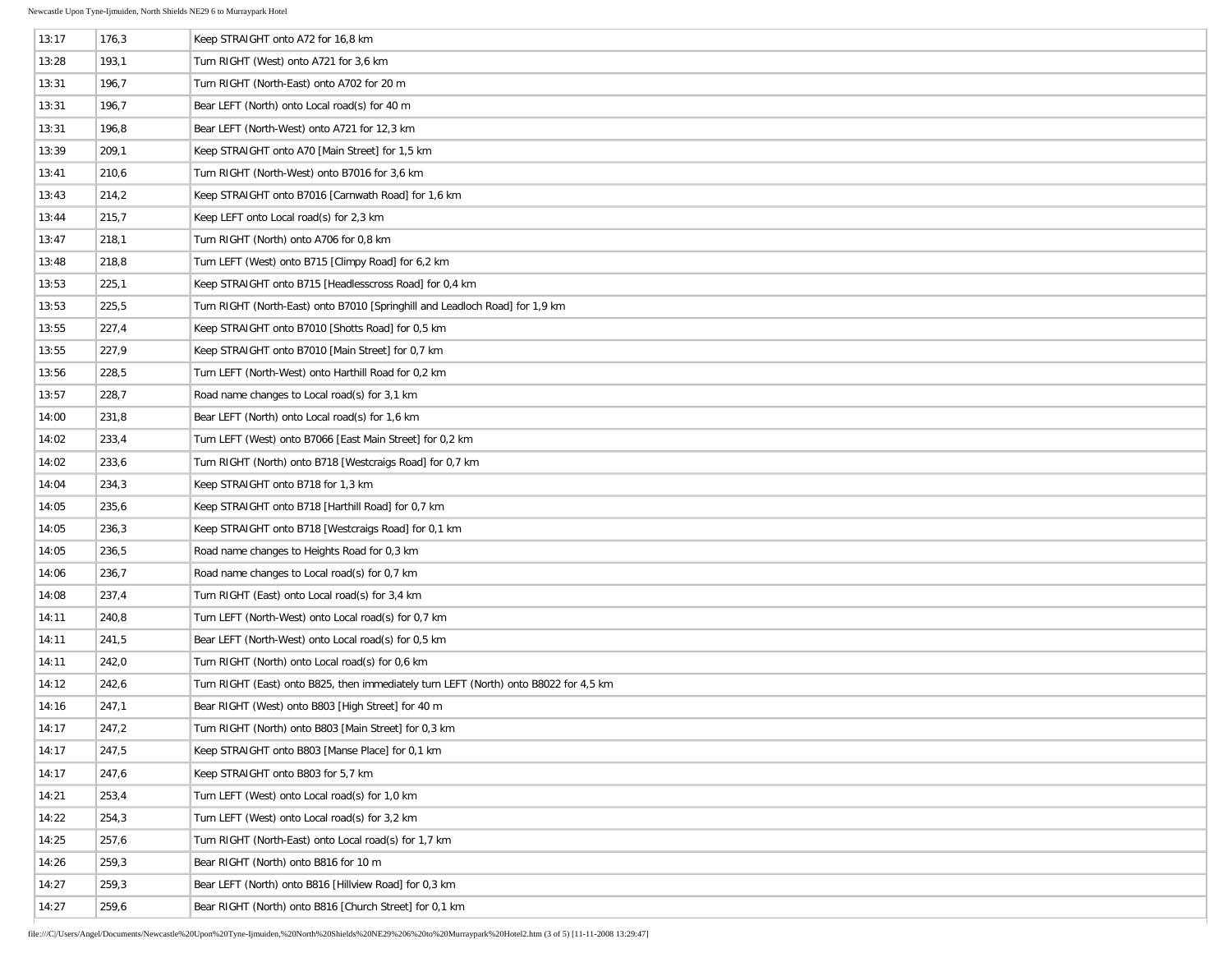| 13:17 | 176,3 | Keep STRAIGHT onto A72 for 16,8 km |
|---|---|---|
| 13:28 | 193,1 | Turn RIGHT (West) onto A721 for 3,6 km |
| 13:31 | 196,7 | Turn RIGHT (North-East) onto A702 for 20 m |
| 13:31 | 196,7 | Bear LEFT (North) onto Local road(s) for 40 m |
| 13:31 | 196,8 | Bear LEFT (North-West) onto A721 for 12,3 km |
| 13:39 | 209,1 | Keep STRAIGHT onto A70 [Main Street] for 1,5 km |
| 13:41 | 210,6 | Turn RIGHT (North-West) onto B7016 for 3,6 km |
| 13:43 | 214,2 | Keep STRAIGHT onto B7016 [Carnwath Road] for 1,6 km |
| 13:44 | 215,7 | Keep LEFT onto Local road(s) for 2,3 km |
| 13:47 | 218,1 | Turn RIGHT (North) onto A706 for 0,8 km |
| 13:48 | 218,8 | Turn LEFT (West) onto B715 [Climpy Road] for 6,2 km |
| 13:53 | 225,1 | Keep STRAIGHT onto B715 [Headlesscross Road] for 0,4 km |
| 13:53 | 225,5 | Turn RIGHT (North-East) onto B7010 [Springhill and Leadloch Road] for 1,9 km |
| 13:55 | 227,4 | Keep STRAIGHT onto B7010 [Shotts Road] for 0,5 km |
| 13:55 | 227,9 | Keep STRAIGHT onto B7010 [Main Street] for 0,7 km |
| 13:56 | 228,5 | Turn LEFT (North-West) onto Harthill Road for 0,2 km |
| 13:57 | 228,7 | Road name changes to Local road(s) for 3,1 km |
| 14:00 | 231,8 | Bear LEFT (North) onto Local road(s) for 1,6 km |
| 14:02 | 233,4 | Turn LEFT (West) onto B7066 [East Main Street] for 0,2 km |
| 14:02 | 233,6 | Turn RIGHT (North) onto B718 [Westcraigs Road] for 0,7 km |
| 14:04 | 234,3 | Keep STRAIGHT onto B718 for 1,3 km |
| 14:05 | 235,6 | Keep STRAIGHT onto B718 [Harthill Road] for 0,7 km |
| 14:05 | 236,3 | Keep STRAIGHT onto B718 [Westcraigs Road] for 0,1 km |
| 14:05 | 236,5 | Road name changes to Heights Road for 0,3 km |
| 14:06 | 236,7 | Road name changes to Local road(s) for 0,7 km |
| 14:08 | 237,4 | Turn RIGHT (East) onto Local road(s) for 3,4 km |
| 14:11 | 240,8 | Turn LEFT (North-West) onto Local road(s) for 0,7 km |
| 14:11 | 241,5 | Bear LEFT (North-West) onto Local road(s) for 0,5 km |
| 14:11 | 242,0 | Turn RIGHT (North) onto Local road(s) for 0,6 km |
| 14:12 | 242,6 | Turn RIGHT (East) onto B825, then immediately turn LEFT (North) onto B8022 for 4,5 km |
| 14:16 | 247,1 | Bear RIGHT (West) onto B803 [High Street] for 40 m |
| 14:17 | 247,2 | Turn RIGHT (North) onto B803 [Main Street] for 0,3 km |
| 14:17 | 247,5 | Keep STRAIGHT onto B803 [Manse Place] for 0,1 km |
| 14:17 | 247,6 | Keep STRAIGHT onto B803 for 5,7 km |
| 14:21 | 253,4 | Turn LEFT (West) onto Local road(s) for 1,0 km |
| 14:22 | 254,3 | Turn LEFT (West) onto Local road(s) for 3,2 km |
| 14:25 | 257,6 | Turn RIGHT (North-East) onto Local road(s) for 1,7 km |
| 14:26 | 259,3 | Bear RIGHT (North) onto B816 for 10 m |
| 14:27 | 259,3 | Bear LEFT (North) onto B816 [Hillview Road] for 0,3 km |
| 14:27 | 259,6 | Bear RIGHT (North) onto B816 [Church Street] for 0,1 km |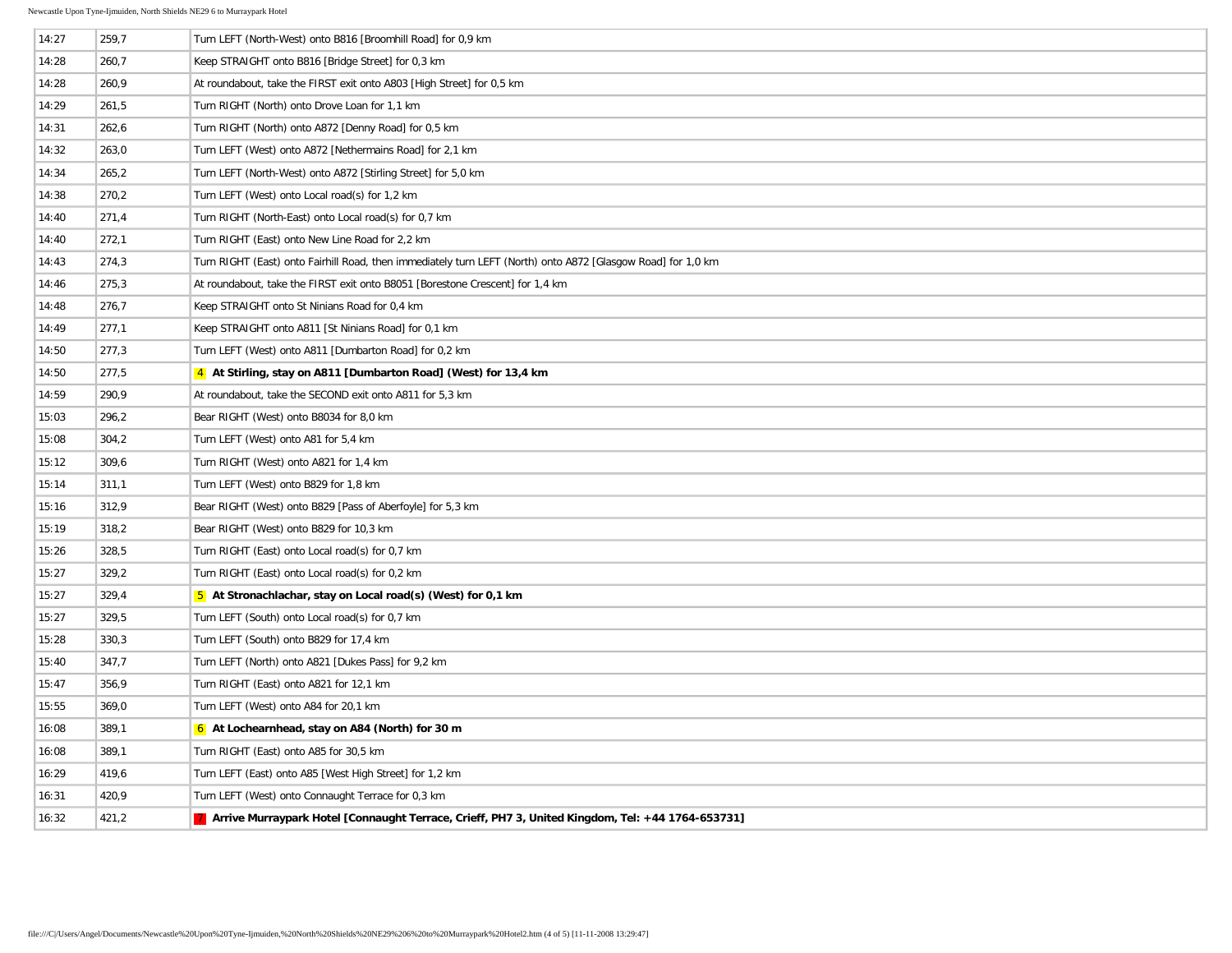| 14:27 | 259,7 | Turn LEFT (North-West) onto B816 [Broomhill Road] for 0,9 km |
|---|---|---|
| 14:28 | 260,7 | Keep STRAIGHT onto B816 [Bridge Street] for 0,3 km |
| 14:28 | 260,9 | At roundabout, take the FIRST exit onto A803 [High Street] for 0,5 km |
| 14:29 | 261,5 | Turn RIGHT (North) onto Drove Loan for 1,1 km |
| 14:31 | 262,6 | Turn RIGHT (North) onto A872 [Denny Road] for 0,5 km |
| 14:32 | 263,0 | Turn LEFT (West) onto A872 [Nethermains Road] for 2,1 km |
| 14:34 | 265,2 | Turn LEFT (North-West) onto A872 [Stirling Street] for 5,0 km |
| 14:38 | 270,2 | Turn LEFT (West) onto Local road(s) for 1,2 km |
| 14:40 | 271,4 | Turn RIGHT (North-East) onto Local road(s) for 0,7 km |
| 14:40 | 272,1 | Turn RIGHT (East) onto New Line Road for 2,2 km |
| 14:43 | 274,3 | Turn RIGHT (East) onto Fairhill Road, then immediately turn LEFT (North) onto A872 [Glasgow Road] for 1,0 km |
| 14:46 | 275,3 | At roundabout, take the FIRST exit onto B8051 [Borestone Crescent] for 1,4 km |
| 14:48 | 276,7 | Keep STRAIGHT onto St Ninians Road for 0,4 km |
| 14:49 | 277,1 | Keep STRAIGHT onto A811 [St Ninians Road] for 0,1 km |
| 14:50 | 277,3 | Turn LEFT (West) onto A811 [Dumbarton Road] for 0,2 km |
| 14:50 | 277,5 | 4 **At Stirling, stay on A811 [Dumbarton Road] (West) for 13,4 km** |
| 14:59 | 290,9 | At roundabout, take the SECOND exit onto A811 for 5,3 km |
| 15:03 | 296,2 | Bear RIGHT (West) onto B8034 for 8,0 km |
| 15:08 | 304,2 | Turn LEFT (West) onto A81 for 5,4 km |
| 15:12 | 309,6 | Turn RIGHT (West) onto A821 for 1,4 km |
| 15:14 | 311,1 | Turn LEFT (West) onto B829 for 1,8 km |
| 15:16 | 312,9 | Bear RIGHT (West) onto B829 [Pass of Aberfoyle] for 5,3 km |
| 15:19 | 318,2 | Bear RIGHT (West) onto B829 for 10,3 km |
| 15:26 | 328,5 | Turn RIGHT (East) onto Local road(s) for 0,7 km |
| 15:27 | 329,2 | Turn RIGHT (East) onto Local road(s) for 0,2 km |
| 15:27 | 329,4 | 5 **At Stronachlachar, stay on Local road(s) (West) for 0,1 km** |
| 15:27 | 329,5 | Turn LEFT (South) onto Local road(s) for 0,7 km |
| 15:28 | 330,3 | Turn LEFT (South) onto B829 for 17,4 km |
| 15:40 | 347,7 | Turn LEFT (North) onto A821 [Dukes Pass] for 9,2 km |
| 15:47 | 356,9 | Turn RIGHT (East) onto A821 for 12,1 km |
| 15:55 | 369,0 | Turn LEFT (West) onto A84 for 20,1 km |
| 16:08 | 389,1 | 6 **At Lochearnhead, stay on A84 (North) for 30 m** |
| 16:08 | 389,1 | Turn RIGHT (East) onto A85 for 30,5 km |
| 16:29 | 419,6 | Turn LEFT (East) onto A85 [West High Street] for 1,2 km |
| 16:31 | 420,9 | Turn LEFT (West) onto Connaught Terrace for 0,3 km |
| 16:32 | 421,2 | 7 **Arrive Murraypark Hotel [Connaught Terrace, Crieff, PH7 3, United Kingdom, Tel: +44 1764-653731]** |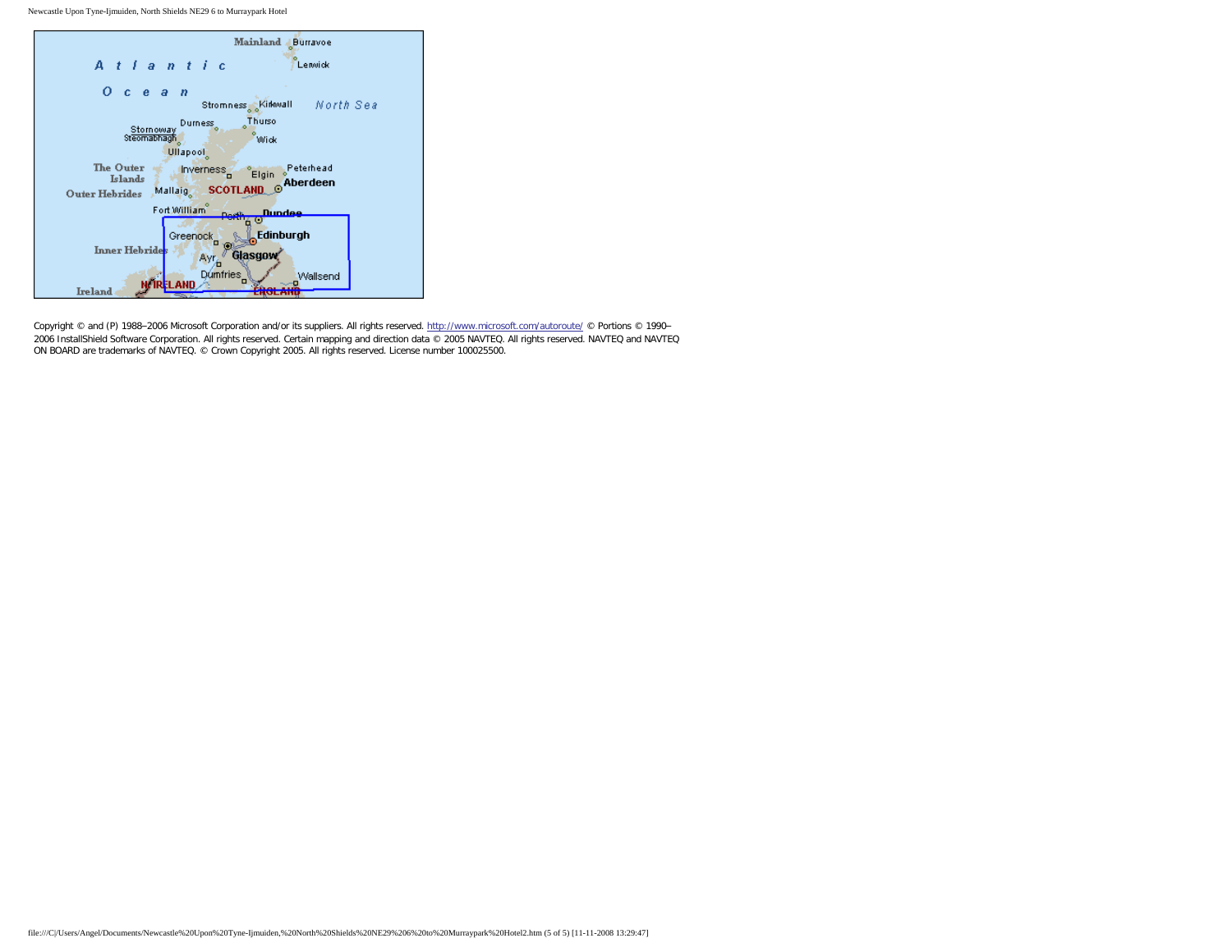Atlantic Ocean

North Sea

Mainland

Burravoe

Lerwick

Stromness

Kirkwall

Thurso

Durness

Wick

Stornoway
Steornabhagh

Ullapool

The Outer Islands

Outer Hebrides

Inverness

Elgin

Peterhead

Aberdeen

Mallaig

SCOTLAND

Fort William

Perth

Dundee

Greenock

Edinburgh

Inner Hebrides

Glasgow

Ayr

Dumfries

Wallsend

Ireland

N IRELAND

ENGLAND

Copyright © and (P) 1988–2006 Microsoft Corporation and/or its suppliers. All rights reserved. http://www.microsoft.com/autoroute/ © Portions © 1990–2006 InstallShield Software Corporation. All rights reserved. Certain mapping and direction data © 2005 NAVTEQ. All rights reserved. NAVTEQ and NAVTEQ ON BOARD are trademarks of NAVTEQ. © Crown Copyright 2005. All rights reserved. License number 100025500.